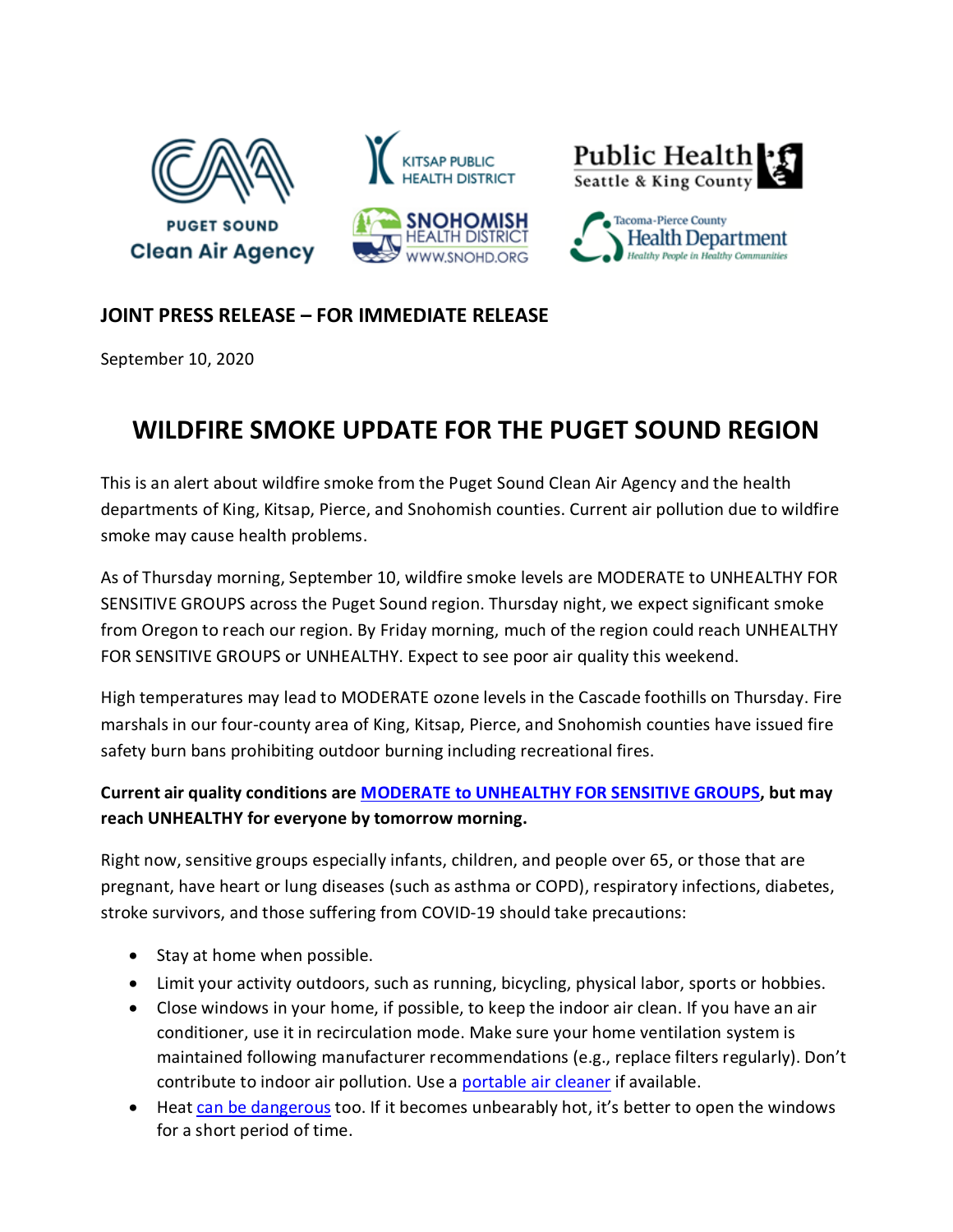**JOINT PRESS RELEASE – FOR IMMEDIATE RELEASE**

September 10, 2020

# WILDFIRE SMOKE UPDATE FOR THE PUGET SOUND REGION

This is an alert about wildfire smoke from the Puget Sound Clean Air Agency and the health departments of King, Kitsap, Pierce, and Snohomish counties. Current air pollution due to wildfire smoke may cause health problems.

As of Thursday morning, September 10, wildfire smoke levels are MODERATE to UNHEALTHY FOR SENSITIVE GROUPS across the Puget Sound region. Thursday night, we expect significant smoke from Oregon to reach our region. By Friday morning, much of the region could reach UNHEALTHY FOR SENSITIVE GROUPS or UNHEALTHY. Expect to see poor air quality this weekend.

High temperatures may lead to MODERATE ozone levels in the Cascade foothills on Thursday. Fire marshals in our four-county area of King, Kitsap, Pierce, and Snohomish counties have issued fire safety burn bans prohibiting outdoor burning including recreational fires.

**Current air quality conditions are MODERATE to UNHEALTHY FOR SENSITIVE GROUPS, but may reach UNHEALTHY for everyone by tomorrow morning.**

Right now, sensitive groups especially infants, children, and people over 65, or those that are pregnant, have heart or lung diseases (such as asthma or COPD), respiratory infections, diabetes, stroke survivors, and those suffering from COVID-19 should take precautions:

- Stay at home when possible.
- Limit your activity outdoors, such as running, bicycling, physical labor, sports or hobbies.
- Close windows in your home, if possible, to keep the indoor air clean. If you have an air conditioner, use it in recirculation mode. Make sure your home ventilation system is maintained following manufacturer recommendations (e.g., replace filters regularly). Don't contribute to indoor air pollution. Use a portable air cleaner if available.
- Heat can be dangerous too. If it becomes unbearably hot, it's better to open the windows for a short period of time.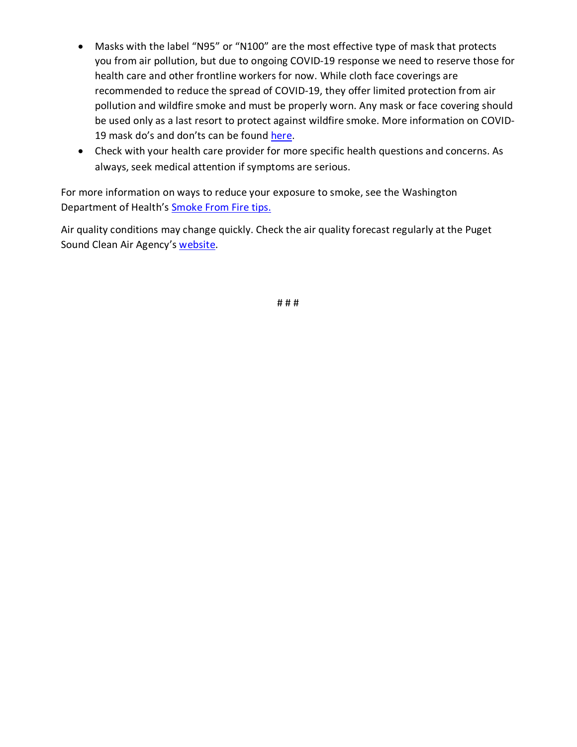- Masks with the label "N95" or "N100" are the most effective type of mask that protects you from air pollution, but due to ongoing COVID-19 response we need to reserve those for health care and other frontline workers for now. While cloth face coverings are recommended to reduce the spread of COVID-19, they offer limited protection from air pollution and wildfire smoke and must be properly worn. Any mask or face covering should be used only as a last resort to protect against wildfire smoke. More information on COVID-19 mask do's and don'ts can be found here.
- Check with your health care provider for more specific health questions and concerns. As always, seek medical attention if symptoms are serious.

For more information on ways to reduce your exposure to smoke, see the Washington Department of Health's Smoke From Fire tips.

Air quality conditions may change quickly. Check the air quality forecast regularly at the Puget Sound Clean Air Agency's website.

# # #